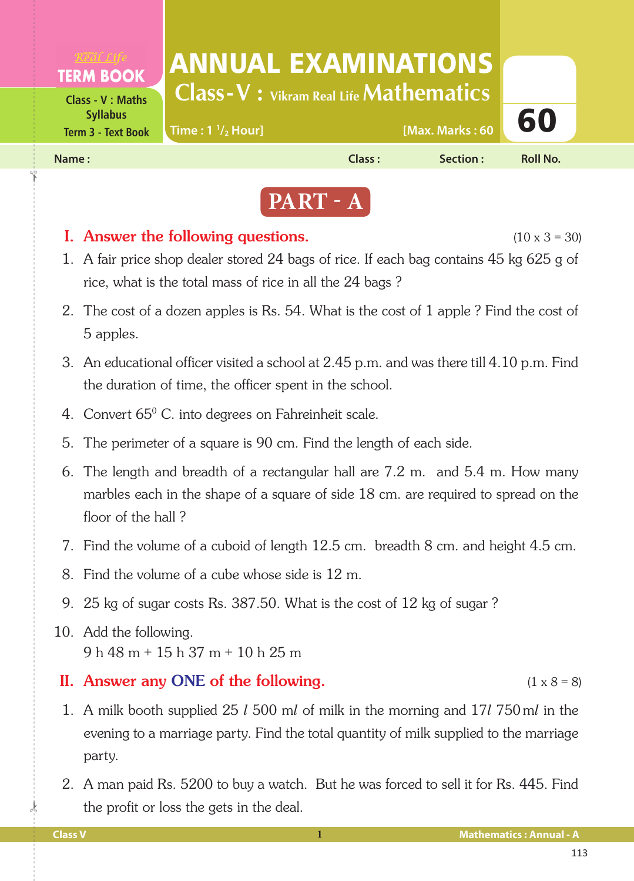Real Life
**TERM BOOK**

Class - V : Maths Syllabus
Term 3 - Text Book

# ANNUAL EXAMINATIONS

## Class - V : Vikram Real Life Mathematics

Time : 1 $^1/_2$ Hour] [Max. Marks : 60

**60**

Name : Class : Section : Roll No.

## PART - A

### I. Answer the following questions. (10 x 3 = 30)

1. A fair price shop dealer stored 24 bags of rice. If each bag contains 45 kg 625 g of rice, what is the total mass of rice in all the 24 bags ?
2. The cost of a dozen apples is Rs. 54. What is the cost of 1 apple ? Find the cost of 5 apples.
3. An educational officer visited a school at 2.45 p.m. and was there till 4.10 p.m. Find the duration of time, the officer spent in the school.
4. Convert $65^0$ C. into degrees on Fahreinheit scale.
5. The perimeter of a square is 90 cm. Find the length of each side.
6. The length and breadth of a rectangular hall are 7.2 m. and 5.4 m. How many marbles each in the shape of a square of side 18 cm. are required to spread on the floor of the hall ?
7. Find the volume of a cuboid of length 12.5 cm. breadth 8 cm. and height 4.5 cm.
8. Find the volume of a cube whose side is 12 m.
9. 25 kg of sugar costs Rs. 387.50. What is the cost of 12 kg of sugar ?
10. Add the following.
    9 h 48 m + 15 h 37 m + 10 h 25 m

### II. Answer any ONE of the following. (1 x 8 = 8)

1. A milk booth supplied 25 *l* 500 m*l* of milk in the morning and 17*l* 750 m*l* in the evening to a marriage party. Find the total quantity of milk supplied to the marriage party.
2. A man paid Rs. 5200 to buy a watch. But he was forced to sell it for Rs. 445. Find the profit or loss the gets in the deal.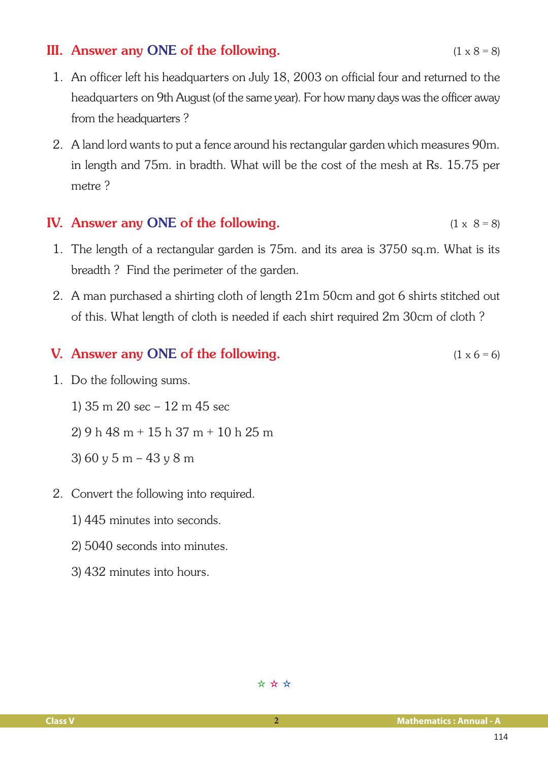## III. Answer any ONE of the following. (1 x 8 = 8)

1. An officer left his headquarters on July 18, 2003 on official four and returned to the headquarters on 9th August (of the same year). For how many days was the officer away from the headquarters ?

2. A land lord wants to put a fence around his rectangular garden which measures 90m. in length and 75m. in bradth. What will be the cost of the mesh at Rs. 15.75 per metre ?

## IV. Answer any ONE of the following. (1 x 8 = 8)

1. The length of a rectangular garden is 75m. and its area is 3750 sq.m. What is its breadth ? Find the perimeter of the garden.

2. A man purchased a shirting cloth of length 21m 50cm and got 6 shirts stitched out of this. What length of cloth is needed if each shirt required 2m 30cm of cloth ?

## V. Answer any ONE of the following. (1 x 6 = 6)

1. Do the following sums.

   1) 35 m 20 sec – 12 m 45 sec

   2) 9 h 48 m + 15 h 37 m + 10 h 25 m

   3) 60 y 5 m – 43 y 8 m

2. Convert the following into required.

   1) 445 minutes into seconds.

   2) 5040 seconds into minutes.

   3) 432 minutes into hours.

☆ ☆ ☆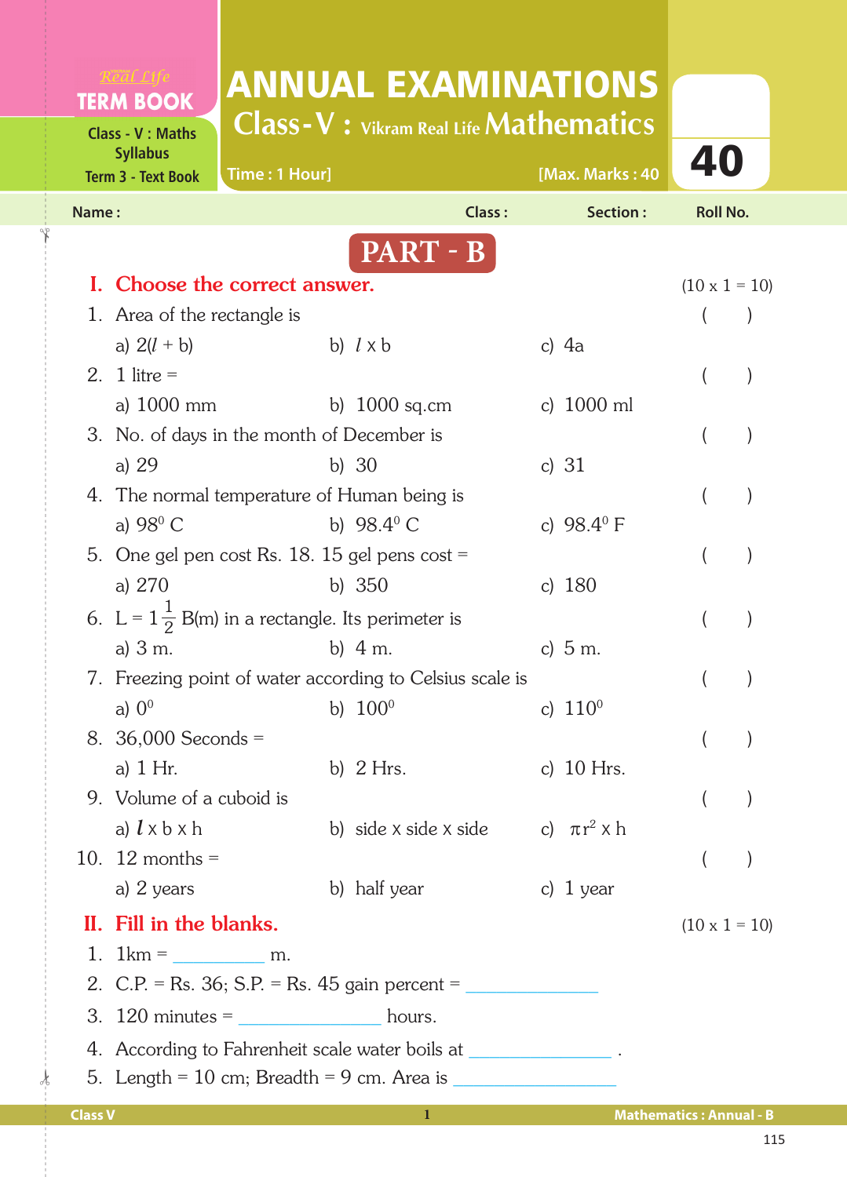Real Life **TERM BOOK**

Class - V : Maths Syllabus
Term 3 - Text Book

# ANNUAL EXAMINATIONS

## Class - V : Vikram Real Life Mathematics

Time : 1 Hour] [Max. Marks : 40

**40**

Name : Class : Section : Roll No.

## PART - B

### I. Choose the correct answer. (10 x 1 = 10)

1. Area of the rectangle is ( )
   a) $2(l + b)$ b) $l \times b$ c) 4a
2. 1 litre = ( )
   a) 1000 mm b) 1000 sq.cm c) 1000 ml
3. No. of days in the month of December is ( )
   a) 29 b) 30 c) 31
4. The normal temperature of Human being is ( )
   a) $98^0$ C b) $98.4^0$ C c) $98.4^0$ F
5. One gel pen cost Rs. 18. 15 gel pens cost = ( )
   a) 270 b) 350 c) 180
6. $L = 1\frac{1}{2}$ B(m) in a rectangle. Its perimeter is ( )
   a) 3 m. b) 4 m. c) 5 m.
7. Freezing point of water according to Celsius scale is ( )
   a) $0^0$ b) $100^0$ c) $110^0$
8. 36,000 Seconds = ( )
   a) 1 Hr. b) 2 Hrs. c) 10 Hrs.
9. Volume of a cuboid is ( )
   a) $l \times b \times h$ b) side x side x side c) $\pi r^2 \times h$
10. 12 months = ( )
    a) 2 years b) half year c) 1 year

### II. Fill in the blanks. (10 x 1 = 10)

1. 1km = __________ m.
2. C.P. = Rs. 36; S.P. = Rs. 45 gain percent = ______________
3. 120 minutes = _______________ hours.
4. According to Fahrenheit scale water boils at _______________ .
5. Length = 10 cm; Breadth = 9 cm. Area is ________________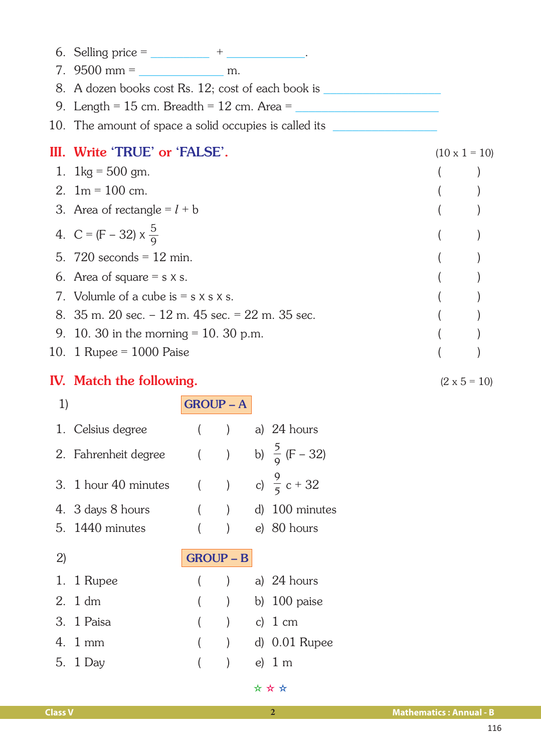6. Selling price = __________ + ____________.
7. 9500 mm = ______________ m.
8. A dozen books cost Rs. 12; cost of each book is ________________
9. Length = 15 cm. Breadth = 12 cm. Area = ____________________
10. The amount of space a solid occupies is called its ________________

## III. Write 'TRUE' or 'FALSE'. (10 x 1 = 10)

1. 1kg = 500 gm. (      )
2. 1m = 100 cm. (      )
3. Area of rectangle = $l$ + b (      )
4. $C = (F - 32) \times \frac{5}{9}$ (      )
5. 720 seconds = 12 min. (      )
6. Area of square = s x s. (      )
7. Volumle of a cube is = s x s x s. (      )
8. 35 m. 20 sec. – 12 m. 45 sec. = 22 m. 35 sec. (      )
9. 10. 30 in the morning = 10. 30 p.m. (      )
10. 1 Rupee = 1000 Paise (      )

## IV. Match the following. (2 x 5 = 10)

1) **GROUP – A**

| | | | |
|---|---|---|---|
| 1. Celsius degree | (   ) | a) | 24 hours |
| 2. Fahrenheit degree | (   ) | b) | $\frac{5}{9}$ (F – 32) |
| 3. 1 hour 40 minutes | (   ) | c) | $\frac{9}{5}$ c + 32 |
| 4. 3 days 8 hours | (   ) | d) | 100 minutes |
| 5. 1440 minutes | (   ) | e) | 80 hours |

2) **GROUP – B**

| | | | |
|---|---|---|---|
| 1. 1 Rupee | (   ) | a) | 24 hours |
| 2. 1 dm | (   ) | b) | 100 paise |
| 3. 1 Paisa | (   ) | c) | 1 cm |
| 4. 1 mm | (   ) | d) | 0.01 Rupee |
| 5. 1 Day | (   ) | e) | 1 m |

☆ ☆ ☆